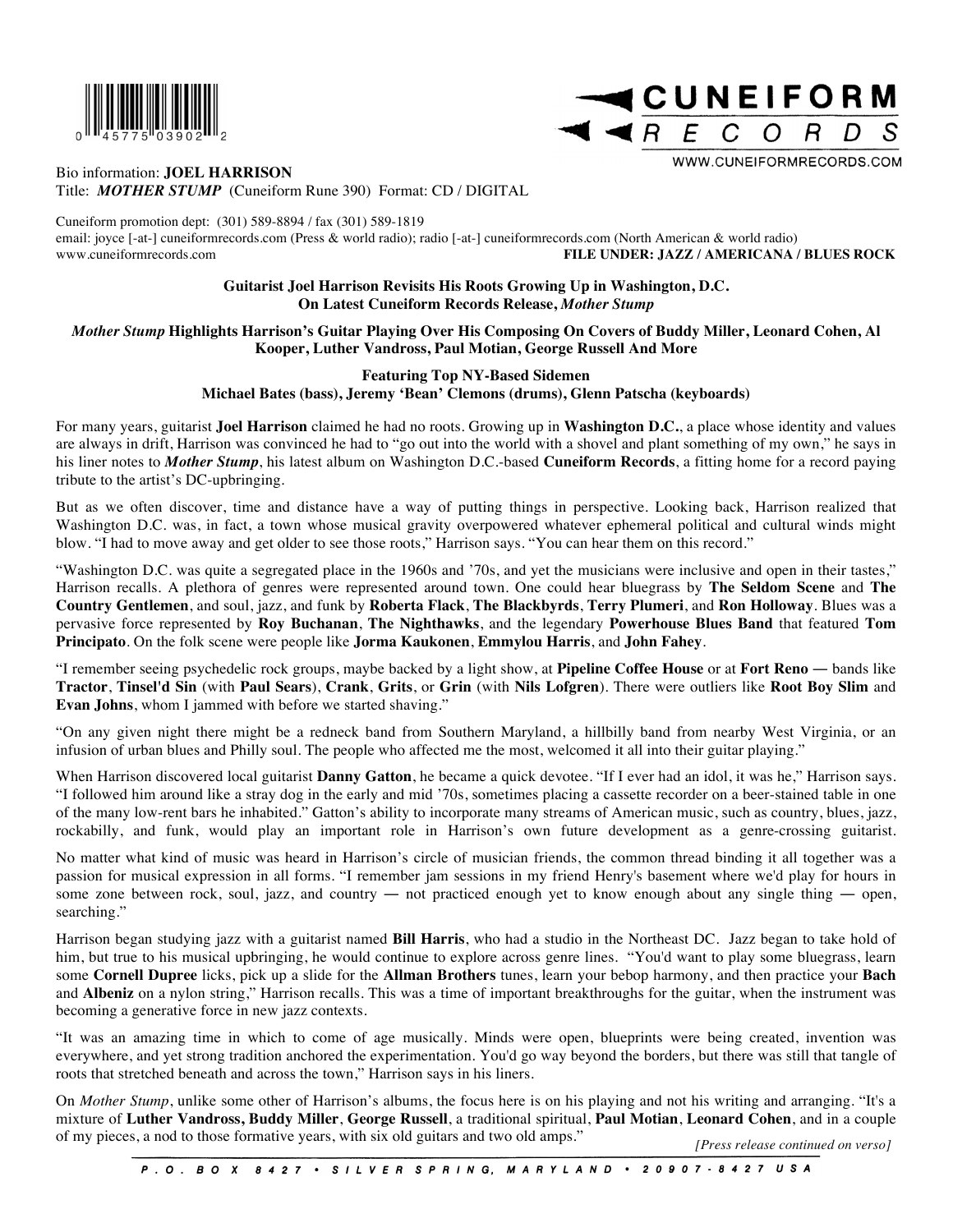0 45775 03902 2

**CUNEIFORM RECORDS**

WWW.CUNEIFORMRECORDS.COM

Bio information: **JOEL HARRISON**
Title: ***MOTHER STUMP*** (Cuneiform Rune 390) Format: CD / DIGITAL

Cuneiform promotion dept: (301) 589-8894 / fax (301) 589-1819
email: joyce [-at-] cuneiformrecords.com (Press & world radio); radio [-at-] cuneiformrecords.com (North American & world radio)
www.cuneiformrecords.com **FILE UNDER: JAZZ / AMERICANA / BLUES ROCK**

**Guitarist Joel Harrison Revisits His Roots Growing Up in Washington, D.C.
On Latest Cuneiform Records Release, *Mother Stump***

***Mother Stump* Highlights Harrison's Guitar Playing Over His Composing On Covers of Buddy Miller, Leonard Cohen, Al Kooper, Luther Vandross, Paul Motian, George Russell And More**

**Featuring Top NY-Based Sidemen
Michael Bates (bass), Jeremy 'Bean' Clemons (drums), Glenn Patscha (keyboards)**

For many years, guitarist **Joel Harrison** claimed he had no roots. Growing up in **Washington D.C.**, a place whose identity and values are always in drift, Harrison was convinced he had to "go out into the world with a shovel and plant something of my own," he says in his liner notes to ***Mother Stump***, his latest album on Washington D.C.-based **Cuneiform Records**, a fitting home for a record paying tribute to the artist's DC-upbringing.

But as we often discover, time and distance have a way of putting things in perspective. Looking back, Harrison realized that Washington D.C. was, in fact, a town whose musical gravity overpowered whatever ephemeral political and cultural winds might blow. "I had to move away and get older to see those roots," Harrison says. "You can hear them on this record."

"Washington D.C. was quite a segregated place in the 1960s and '70s, and yet the musicians were inclusive and open in their tastes," Harrison recalls. A plethora of genres were represented around town. One could hear bluegrass by **The Seldom Scene** and **The Country Gentlemen**, and soul, jazz, and funk by **Roberta Flack**, **The Blackbyrds**, **Terry Plumeri**, and **Ron Holloway**. Blues was a pervasive force represented by **Roy Buchanan**, **The Nighthawks**, and the legendary **Powerhouse Blues Band** that featured **Tom Principato**. On the folk scene were people like **Jorma Kaukonen**, **Emmylou Harris**, and **John Fahey**.

"I remember seeing psychedelic rock groups, maybe backed by a light show, at **Pipeline Coffee House** or at **Fort Reno —** bands like **Tractor**, **Tinsel'd Sin** (with **Paul Sears**), **Crank**, **Grits**, or **Grin** (with **Nils Lofgren**). There were outliers like **Root Boy Slim** and **Evan Johns**, whom I jammed with before we started shaving."

"On any given night there might be a redneck band from Southern Maryland, a hillbilly band from nearby West Virginia, or an infusion of urban blues and Philly soul. The people who affected me the most, welcomed it all into their guitar playing."

When Harrison discovered local guitarist **Danny Gatton**, he became a quick devotee. "If I ever had an idol, it was he," Harrison says. "I followed him around like a stray dog in the early and mid '70s, sometimes placing a cassette recorder on a beer-stained table in one of the many low-rent bars he inhabited." Gatton's ability to incorporate many streams of American music, such as country, blues, jazz, rockabilly, and funk, would play an important role in Harrison's own future development as a genre-crossing guitarist.

No matter what kind of music was heard in Harrison's circle of musician friends, the common thread binding it all together was a passion for musical expression in all forms. "I remember jam sessions in my friend Henry's basement where we'd play for hours in some zone between rock, soul, jazz, and country — not practiced enough yet to know enough about any single thing — open, searching."

Harrison began studying jazz with a guitarist named **Bill Harris**, who had a studio in the Northeast DC. Jazz began to take hold of him, but true to his musical upbringing, he would continue to explore across genre lines. "You'd want to play some bluegrass, learn some **Cornell Dupree** licks, pick up a slide for the **Allman Brothers** tunes, learn your bebop harmony, and then practice your **Bach** and **Albeniz** on a nylon string," Harrison recalls. This was a time of important breakthroughs for the guitar, when the instrument was becoming a generative force in new jazz contexts.

"It was an amazing time in which to come of age musically. Minds were open, blueprints were being created, invention was everywhere, and yet strong tradition anchored the experimentation. You'd go way beyond the borders, but there was still that tangle of roots that stretched beneath and across the town," Harrison says in his liners.

On *Mother Stump*, unlike some other of Harrison's albums, the focus here is on his playing and not his writing and arranging. "It's a mixture of **Luther Vandross, Buddy Miller**, **George Russell**, a traditional spiritual, **Paul Motian**, **Leonard Cohen**, and in a couple of my pieces, a nod to those formative years, with six old guitars and two old amps."

*[Press release continued on verso]*

P.O. BOX 8427 • SILVER SPRING, MARYLAND • 20907-8427 USA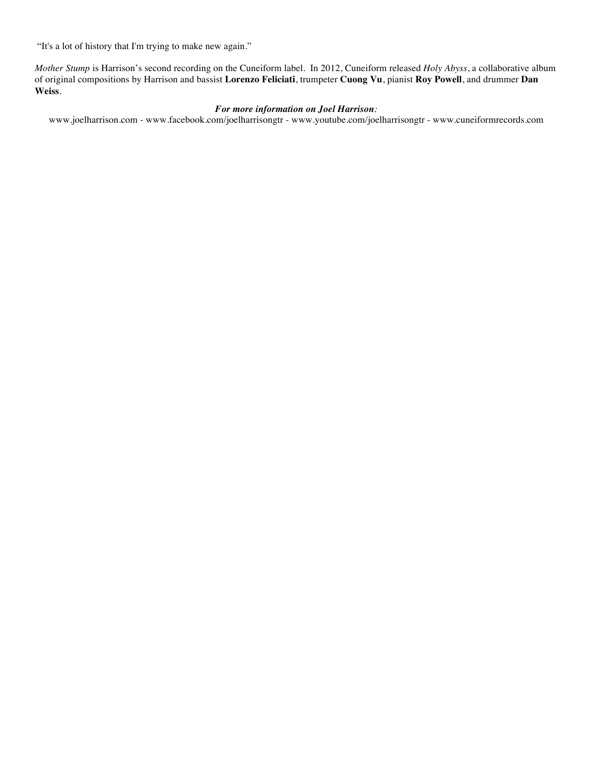"It's a lot of history that I'm trying to make new again."

*Mother Stump* is Harrison's second recording on the Cuneiform label. In 2012, Cuneiform released *Holy Abyss*, a collaborative album of original compositions by Harrison and bassist **Lorenzo Feliciati**, trumpeter **Cuong Vu**, pianist **Roy Powell**, and drummer **Dan Weiss**.

***For more information on Joel Harrison:***

www.joelharrison.com - www.facebook.com/joelharrisongtr - www.youtube.com/joelharrisongtr - www.cuneiformrecords.com